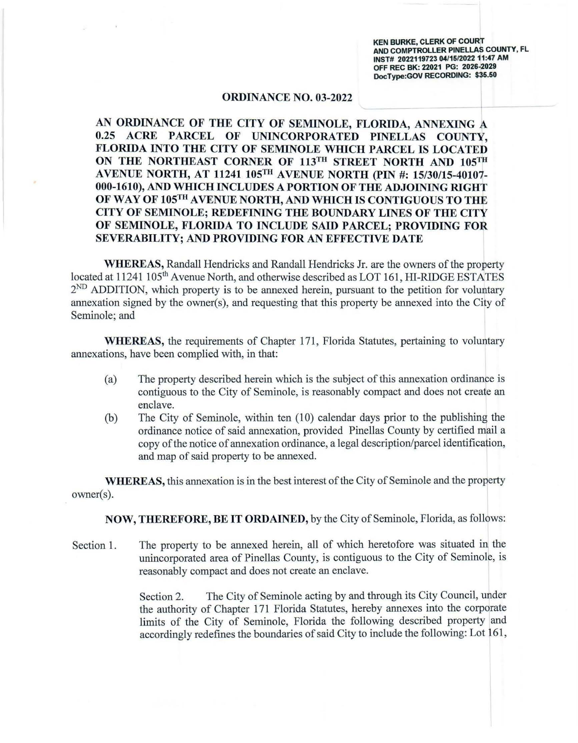KEN BURKE, CLERK OF COURT
AND COMPTROLLER PINELLAS COUNTY, FL
INST# 2022119723 04/15/2022 11:47 AM
OFF REC BK: 22021 PG: 2026-2029
DocType:GOV RECORDING: $35.50

# ORDINANCE NO. 03-2022

**AN ORDINANCE OF THE CITY OF SEMINOLE, FLORIDA, ANNEXING A 0.25 ACRE PARCEL OF UNINCORPORATED PINELLAS COUNTY, FLORIDA INTO THE CITY OF SEMINOLE WHICH PARCEL IS LOCATED ON THE NORTHEAST CORNER OF 113TH STREET NORTH AND 105TH AVENUE NORTH, AT 11241 105TH AVENUE NORTH (PIN #: 15/30/15-40107-000-1610), AND WHICH INCLUDES A PORTION OF THE ADJOINING RIGHT OF WAY OF 105TH AVENUE NORTH, AND WHICH IS CONTIGUOUS TO THE CITY OF SEMINOLE; REDEFINING THE BOUNDARY LINES OF THE CITY OF SEMINOLE, FLORIDA TO INCLUDE SAID PARCEL; PROVIDING FOR SEVERABILITY; AND PROVIDING FOR AN EFFECTIVE DATE**

**WHEREAS,** Randall Hendricks and Randall Hendricks Jr. are the owners of the property located at 11241 105th Avenue North, and otherwise described as LOT 161, HI-RIDGE ESTATES 2ND ADDITION, which property is to be annexed herein, pursuant to the petition for voluntary annexation signed by the owner(s), and requesting that this property be annexed into the City of Seminole; and

**WHEREAS,** the requirements of Chapter 171, Florida Statutes, pertaining to voluntary annexations, have been complied with, in that:

(a) The property described herein which is the subject of this annexation ordinance is contiguous to the City of Seminole, is reasonably compact and does not create an enclave.

(b) The City of Seminole, within ten (10) calendar days prior to the publishing the ordinance notice of said annexation, provided Pinellas County by certified mail a copy of the notice of annexation ordinance, a legal description/parcel identification, and map of said property to be annexed.

**WHEREAS,** this annexation is in the best interest of the City of Seminole and the property owner(s).

**NOW, THEREFORE, BE IT ORDAINED,** by the City of Seminole, Florida, as follows:

Section 1. The property to be annexed herein, all of which heretofore was situated in the unincorporated area of Pinellas County, is contiguous to the City of Seminole, is reasonably compact and does not create an enclave.

Section 2. The City of Seminole acting by and through its City Council, under the authority of Chapter 171 Florida Statutes, hereby annexes into the corporate limits of the City of Seminole, Florida the following described property and accordingly redefines the boundaries of said City to include the following: Lot 161,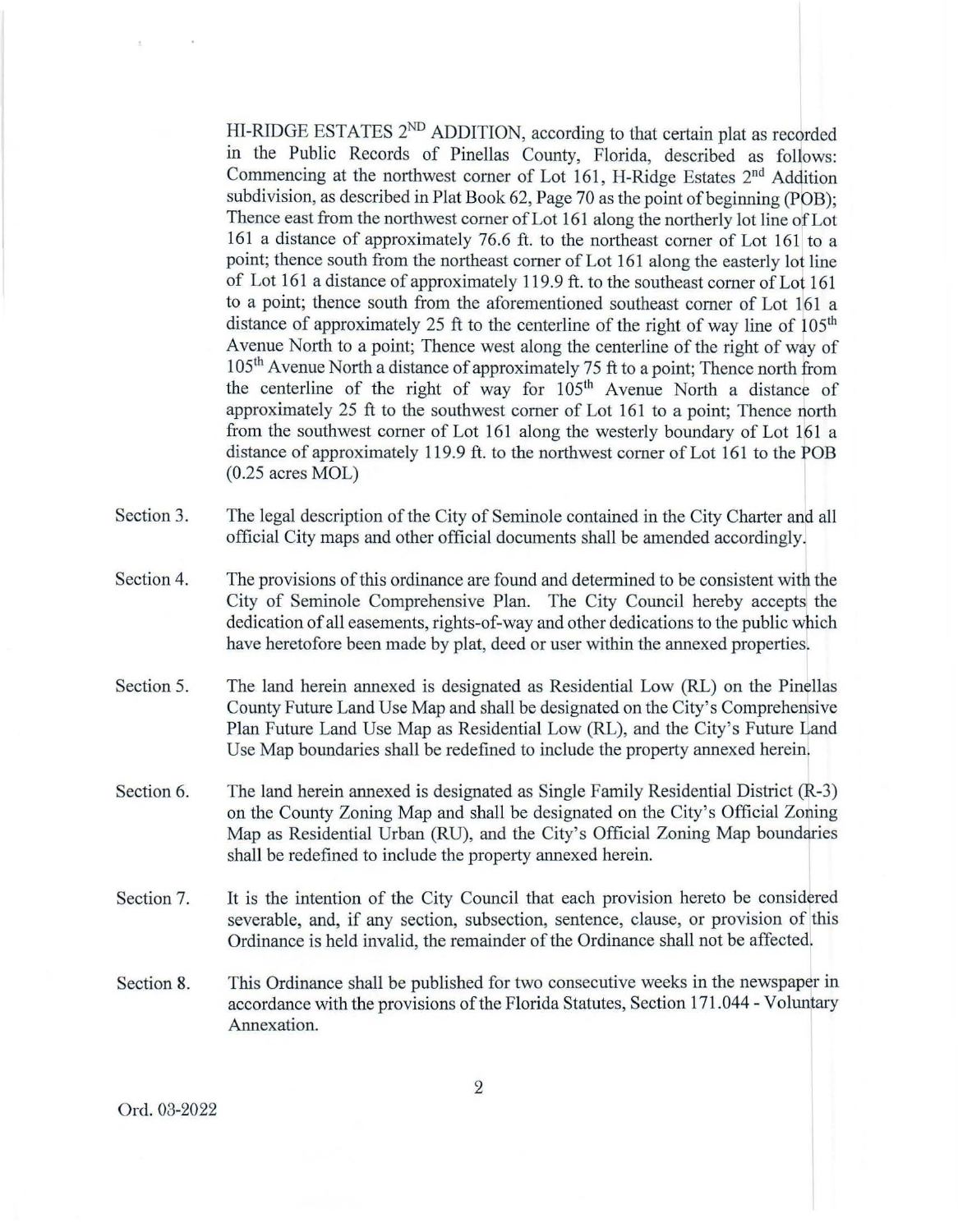HI-RIDGE ESTATES 2ND ADDITION, according to that certain plat as recorded in the Public Records of Pinellas County, Florida, described as follows: Commencing at the northwest corner of Lot 161, H-Ridge Estates 2nd Addition subdivision, as described in Plat Book 62, Page 70 as the point of beginning (POB); Thence east from the northwest corner of Lot 161 along the northerly lot line of Lot 161 a distance of approximately 76.6 ft. to the northeast corner of Lot 161 to a point; thence south from the northeast corner of Lot 161 along the easterly lot line of Lot 161 a distance of approximately 119.9 ft. to the southeast corner of Lot 161 to a point; thence south from the aforementioned southeast corner of Lot 161 a distance of approximately 25 ft to the centerline of the right of way line of 105th Avenue North to a point; Thence west along the centerline of the right of way of 105th Avenue North a distance of approximately 75 ft to a point; Thence north from the centerline of the right of way for 105th Avenue North a distance of approximately 25 ft to the southwest corner of Lot 161 to a point; Thence north from the southwest corner of Lot 161 along the westerly boundary of Lot 161 a distance of approximately 119.9 ft. to the northwest corner of Lot 161 to the POB (0.25 acres MOL)

Section 3. The legal description of the City of Seminole contained in the City Charter and all official City maps and other official documents shall be amended accordingly.

Section 4. The provisions of this ordinance are found and determined to be consistent with the City of Seminole Comprehensive Plan. The City Council hereby accepts the dedication of all easements, rights-of-way and other dedications to the public which have heretofore been made by plat, deed or user within the annexed properties.

Section 5. The land herein annexed is designated as Residential Low (RL) on the Pinellas County Future Land Use Map and shall be designated on the City's Comprehensive Plan Future Land Use Map as Residential Low (RL), and the City's Future Land Use Map boundaries shall be redefined to include the property annexed herein.

Section 6. The land herein annexed is designated as Single Family Residential District (R-3) on the County Zoning Map and shall be designated on the City's Official Zoning Map as Residential Urban (RU), and the City's Official Zoning Map boundaries shall be redefined to include the property annexed herein.

Section 7. It is the intention of the City Council that each provision hereto be considered severable, and, if any section, subsection, sentence, clause, or provision of this Ordinance is held invalid, the remainder of the Ordinance shall not be affected.

Section 8. This Ordinance shall be published for two consecutive weeks in the newspaper in accordance with the provisions of the Florida Statutes, Section 171.044 - Voluntary Annexation.

Ord. 03-2022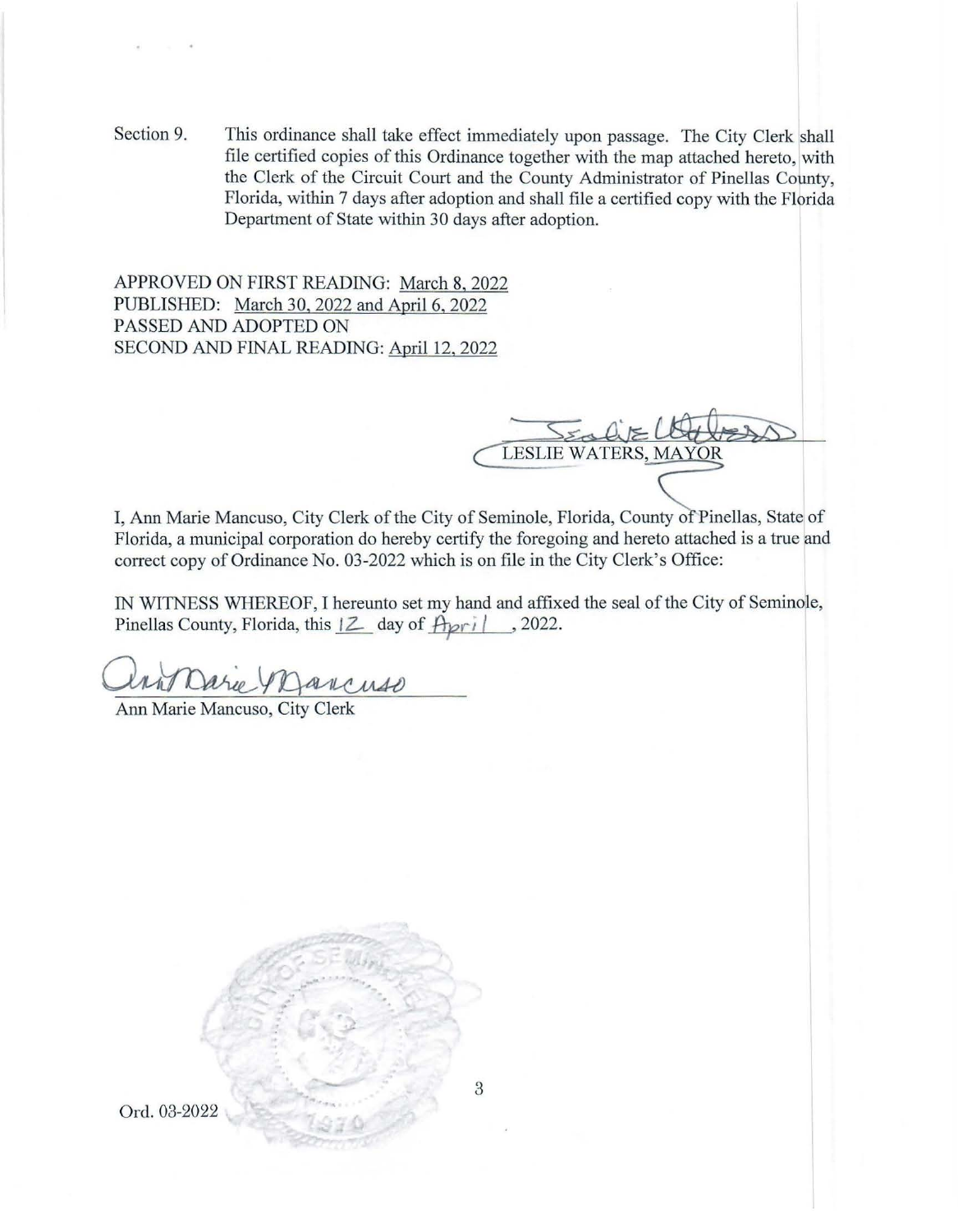Section 9. This ordinance shall take effect immediately upon passage. The City Clerk shall file certified copies of this Ordinance together with the map attached hereto, with the Clerk of the Circuit Court and the County Administrator of Pinellas County, Florida, within 7 days after adoption and shall file a certified copy with the Florida Department of State within 30 days after adoption.

APPROVED ON FIRST READING: March 8, 2022
PUBLISHED: March 30, 2022 and April 6, 2022
PASSED AND ADOPTED ON
SECOND AND FINAL READING: April 12, 2022

LESLIE WATERS, MAYOR

I, Ann Marie Mancuso, City Clerk of the City of Seminole, Florida, County of Pinellas, State of Florida, a municipal corporation do hereby certify the foregoing and hereto attached is a true and correct copy of Ordinance No. 03-2022 which is on file in the City Clerk's Office:

IN WITNESS WHEREOF, I hereunto set my hand and affixed the seal of the City of Seminole, Pinellas County, Florida, this 12 day of April, 2022.

Ann Marie Mancuso, City Clerk

Ord. 03-2022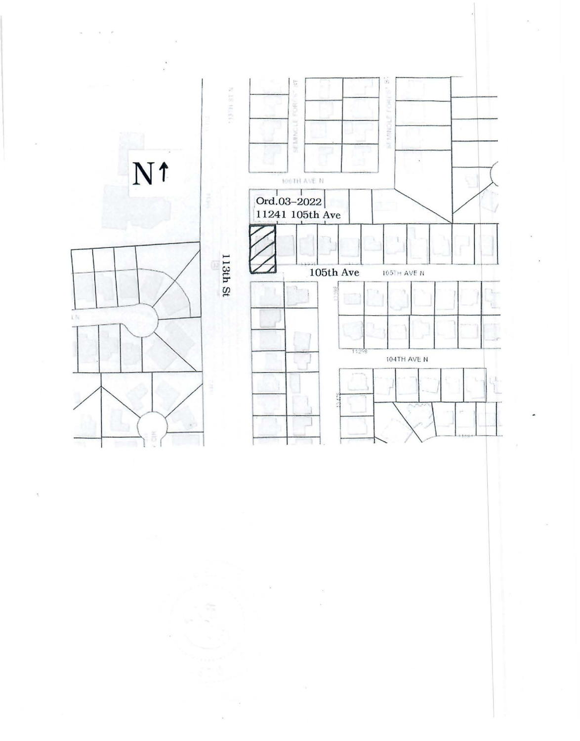N↑

Ord.03-2022
11241 105th Ave

113th St

105th Ave

106TH AVE N

105TH AVE N

104TH AVE N

SEMINOLE FOREST DR